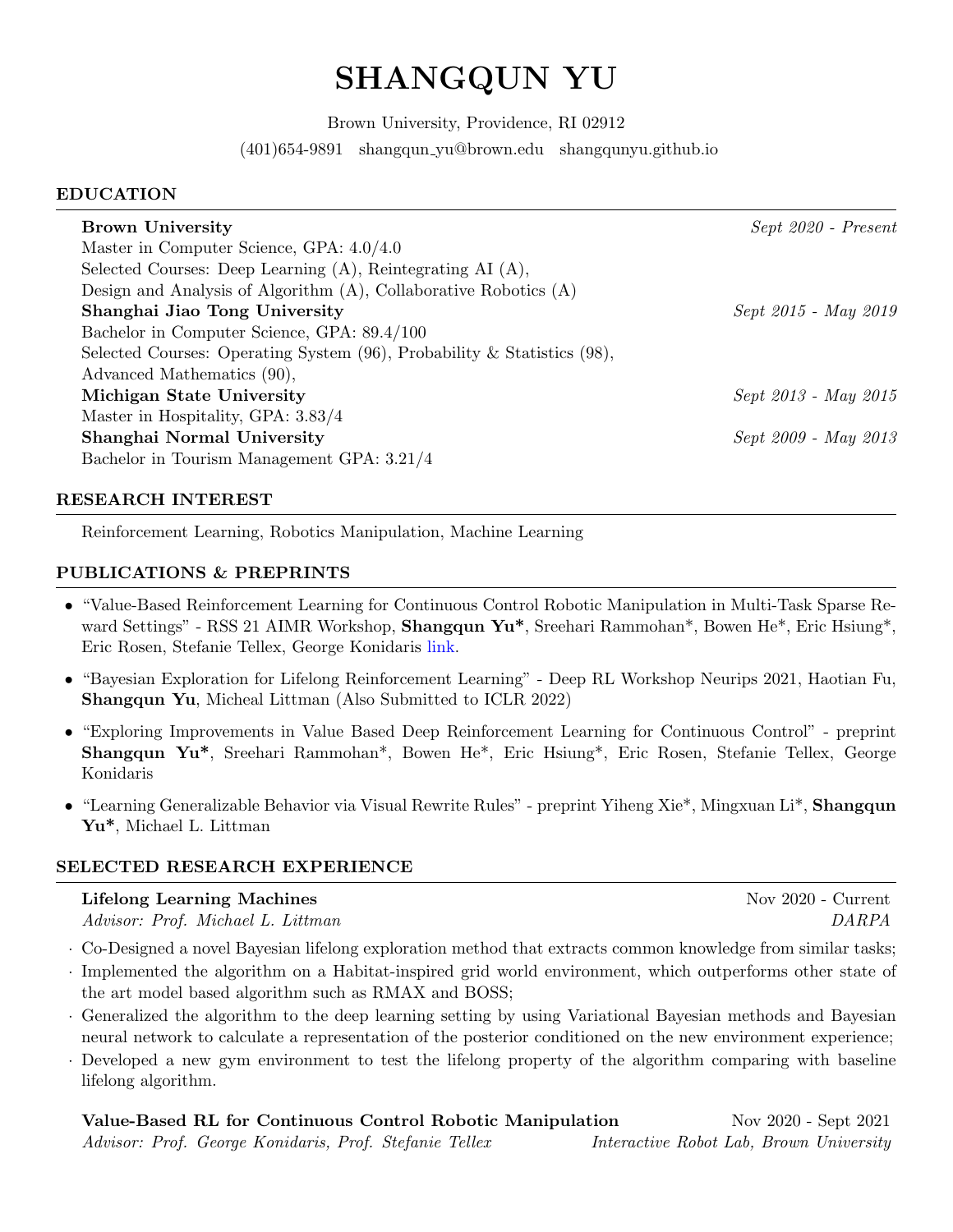# SHANGQUN YU

Brown University, Providence, RI 02912

(401)654-9891 shangqun_yu@brown.edu shangqunyu.github.io

## EDUCATION

**Brown University** *Sept 2020 - Present*
Master in Computer Science, GPA: 4.0/4.0
Selected Courses: Deep Learning (A), Reintegrating AI (A),
Design and Analysis of Algorithm (A), Collaborative Robotics (A)

**Shanghai Jiao Tong University** *Sept 2015 - May 2019*
Bachelor in Computer Science, GPA: 89.4/100
Selected Courses: Operating System (96), Probability & Statistics (98),
Advanced Mathematics (90),

**Michigan State University** *Sept 2013 - May 2015*
Master in Hospitality, GPA: 3.83/4

**Shanghai Normal University** *Sept 2009 - May 2013*
Bachelor in Tourism Management GPA: 3.21/4

## RESEARCH INTEREST

Reinforcement Learning, Robotics Manipulation, Machine Learning

## PUBLICATIONS & PREPRINTS

- "Value-Based Reinforcement Learning for Continuous Control Robotic Manipulation in Multi-Task Sparse Reward Settings" - RSS 21 AIMR Workshop, **Shangqun Yu***, Sreehari Rammohan*, Bowen He*, Eric Hsiung*, Eric Rosen, Stefanie Tellex, George Konidaris link.
- "Bayesian Exploration for Lifelong Reinforcement Learning" - Deep RL Workshop Neurips 2021, Haotian Fu, **Shangqun Yu**, Micheal Littman (Also Submitted to ICLR 2022)
- "Exploring Improvements in Value Based Deep Reinforcement Learning for Continuous Control" - preprint **Shangqun Yu***, Sreehari Rammohan*, Bowen He*, Eric Hsiung*, Eric Rosen, Stefanie Tellex, George Konidaris
- "Learning Generalizable Behavior via Visual Rewrite Rules" - preprint Yiheng Xie*, Mingxuan Li*, **Shangqun Yu***, Michael L. Littman

## SELECTED RESEARCH EXPERIENCE

**Lifelong Learning Machines** Nov 2020 - Current
*Advisor: Prof. Michael L. Littman* DARPA

- Co-Designed a novel Bayesian lifelong exploration method that extracts common knowledge from similar tasks;
- Implemented the algorithm on a Habitat-inspired grid world environment, which outperforms other state of the art model based algorithm such as RMAX and BOSS;
- Generalized the algorithm to the deep learning setting by using Variational Bayesian methods and Bayesian neural network to calculate a representation of the posterior conditioned on the new environment experience;
- Developed a new gym environment to test the lifelong property of the algorithm comparing with baseline lifelong algorithm.

**Value-Based RL for Continuous Control Robotic Manipulation** Nov 2020 - Sept 2021
*Advisor: Prof. George Konidaris, Prof. Stefanie Tellex* Interactive Robot Lab, Brown University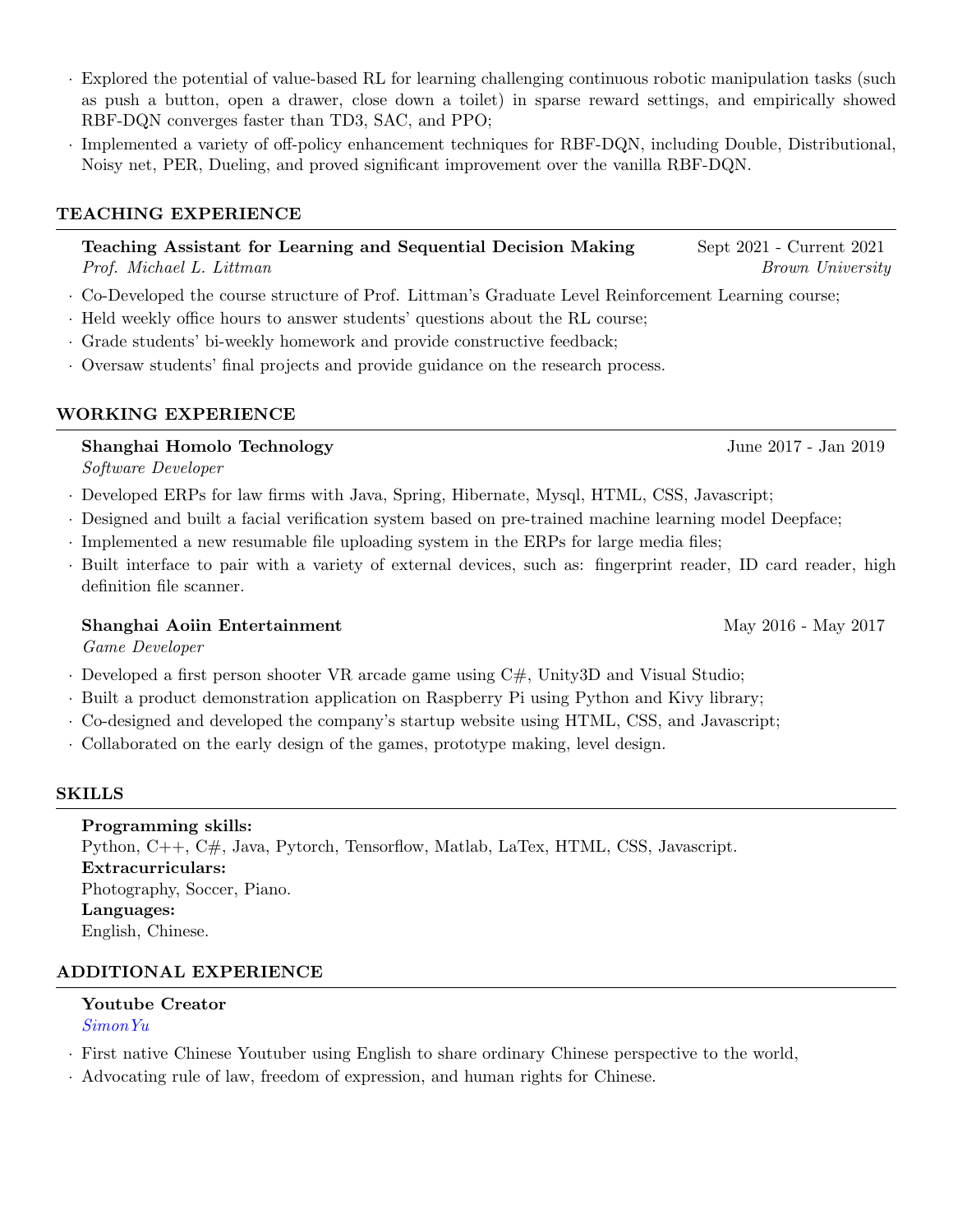- Explored the potential of value-based RL for learning challenging continuous robotic manipulation tasks (such as push a button, open a drawer, close down a toilet) in sparse reward settings, and empirically showed RBF-DQN converges faster than TD3, SAC, and PPO;
- Implemented a variety of off-policy enhancement techniques for RBF-DQN, including Double, Distributional, Noisy net, PER, Dueling, and proved significant improvement over the vanilla RBF-DQN.

## TEACHING EXPERIENCE

**Teaching Assistant for Learning and Sequential Decision Making** — Sept 2021 - Current 2021
*Prof. Michael L. Littman* — *Brown University*

- Co-Developed the course structure of Prof. Littman's Graduate Level Reinforcement Learning course;
- Held weekly office hours to answer students' questions about the RL course;
- Grade students' bi-weekly homework and provide constructive feedback;
- Oversaw students' final projects and provide guidance on the research process.

## WORKING EXPERIENCE

**Shanghai Homolo Technology** — June 2017 - Jan 2019
*Software Developer*

- Developed ERPs for law firms with Java, Spring, Hibernate, Mysql, HTML, CSS, Javascript;
- Designed and built a facial verification system based on pre-trained machine learning model Deepface;
- Implemented a new resumable file uploading system in the ERPs for large media files;
- Built interface to pair with a variety of external devices, such as: fingerprint reader, ID card reader, high definition file scanner.

**Shanghai Aoiin Entertainment** — May 2016 - May 2017
*Game Developer*

- Developed a first person shooter VR arcade game using C#, Unity3D and Visual Studio;
- Built a product demonstration application on Raspberry Pi using Python and Kivy library;
- Co-designed and developed the company's startup website using HTML, CSS, and Javascript;
- Collaborated on the early design of the games, prototype making, level design.

## SKILLS

**Programming skills:**
Python, C++, C#, Java, Pytorch, Tensorflow, Matlab, LaTex, HTML, CSS, Javascript.
**Extracurriculars:**
Photography, Soccer, Piano.
**Languages:**
English, Chinese.

## ADDITIONAL EXPERIENCE

**Youtube Creator**
*SimonYu*

- First native Chinese Youtuber using English to share ordinary Chinese perspective to the world,
- Advocating rule of law, freedom of expression, and human rights for Chinese.